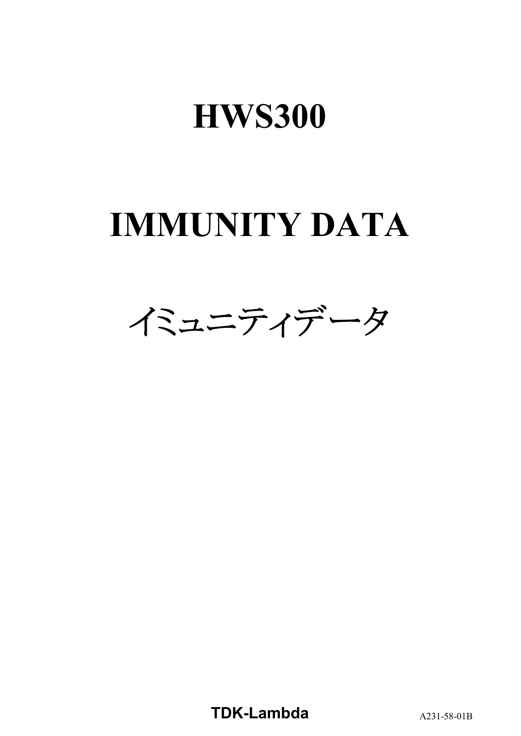# HWS300

# IMMUNITY DATA

# イミュニティデータ

**TDK-Lambda**

A231-58-01B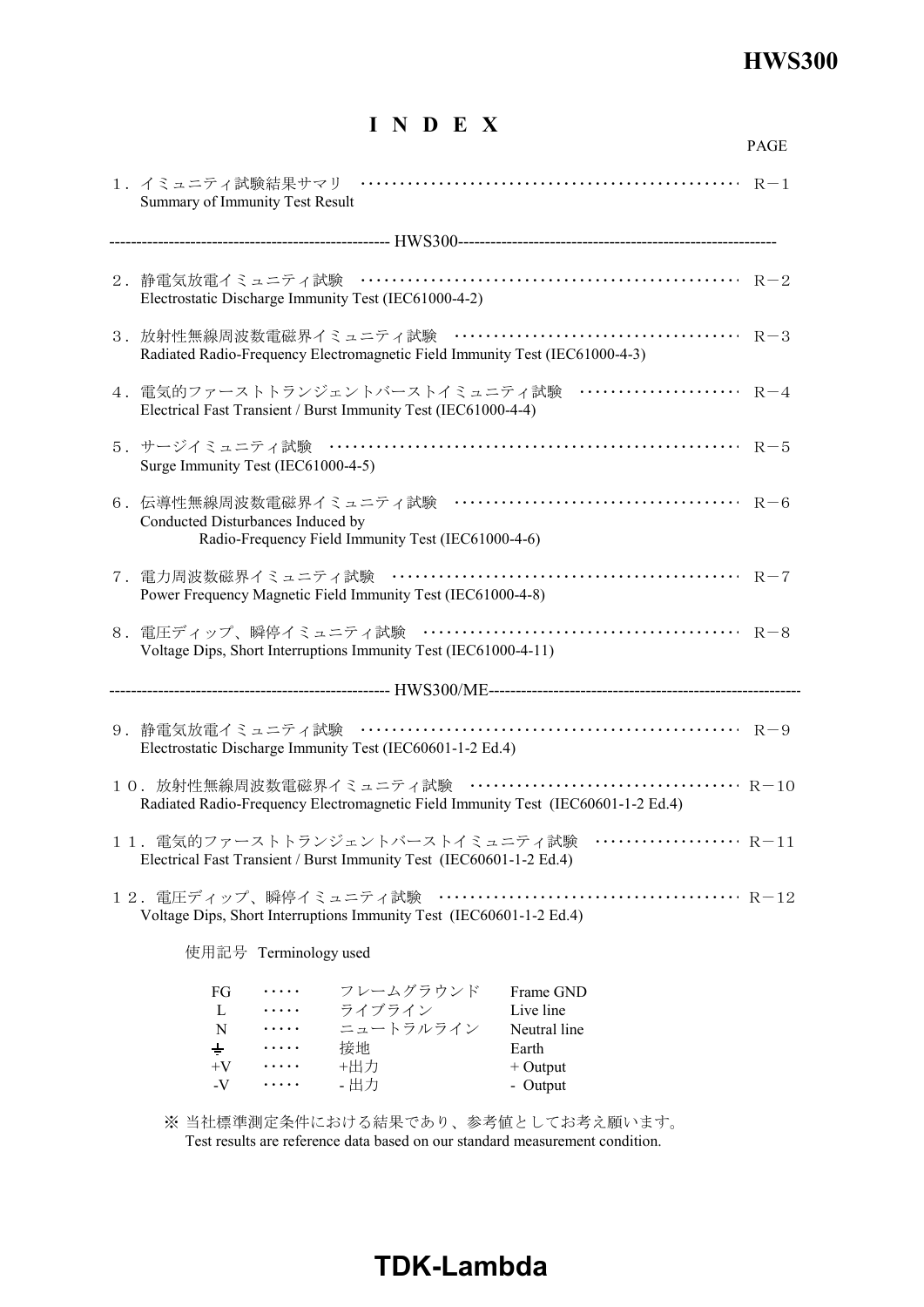# I N D E X

PAGE

１．イミュニティ試験結果サマリ ・・・・・・・・・・・・・・・・・・・・・・・・・・・・・・・・・・・・・・・・・・・・・ R－1
Summary of Immunity Test Result

--------------------------------------------------- HWS300---------------------------------------------------------

２．静電気放電イミュニティ試験 ・・・・・・・・・・・・・・・・・・・・・・・・・・・・・・・・・・・・・・・・・・・・・ R－2
Electrostatic Discharge Immunity Test (IEC61000-4-2)

３．放射性無線周波数電磁界イミュニティ試験 ・・・・・・・・・・・・・・・・・・・・・・・・・・・・・・・・・・ R－3
Radiated Radio-Frequency Electromagnetic Field Immunity Test (IEC61000-4-3)

４．電気的ファーストトランジェントバーストイミュニティ試験 ・・・・・・・・・・・・・・・・・・・ R－4
Electrical Fast Transient / Burst Immunity Test (IEC61000-4-4)

５．サージイミュニティ試験 ・・・・・・・・・・・・・・・・・・・・・・・・・・・・・・・・・・・・・・・・・・・・・・・・・ R－5
Surge Immunity Test (IEC61000-4-5)

６．伝導性無線周波数電磁界イミュニティ試験 ・・・・・・・・・・・・・・・・・・・・・・・・・・・・・・・・・・ R－6
Conducted Disturbances Induced by
Radio-Frequency Field Immunity Test (IEC61000-4-6)

７．電力周波数磁界イミュニティ試験 ・・・・・・・・・・・・・・・・・・・・・・・・・・・・・・・・・・・・・・・・・ R－7
Power Frequency Magnetic Field Immunity Test (IEC61000-4-8)

８．電圧ディップ、瞬停イミュニティ試験 ・・・・・・・・・・・・・・・・・・・・・・・・・・・・・・・・・・・・・ R－8
Voltage Dips, Short Interruptions Immunity Test (IEC61000-4-11)

--------------------------------------------------- HWS300/ME--------------------------------------------------------

９．静電気放電イミュニティ試験 ・・・・・・・・・・・・・・・・・・・・・・・・・・・・・・・・・・・・・・・・・・・・・ R－9
Electrostatic Discharge Immunity Test (IEC60601-1-2 Ed.4)

１０．放射性無線周波数電磁界イミュニティ試験 ・・・・・・・・・・・・・・・・・・・・・・・・・・・・・・・・ R－10
Radiated Radio-Frequency Electromagnetic Field Immunity Test (IEC60601-1-2 Ed.4)

１１．電気的ファーストトランジェントバーストイミュニティ試験 ・・・・・・・・・・・・・・・・・・ R－11
Electrical Fast Transient / Burst Immunity Test (IEC60601-1-2 Ed.4)

１２．電圧ディップ、瞬停イミュニティ試験 ・・・・・・・・・・・・・・・・・・・・・・・・・・・・・・・・・・・ R－12
Voltage Dips, Short Interruptions Immunity Test (IEC60601-1-2 Ed.4)

使用記号 Terminology used

| | | | |
|---|---|---|---|
| FG | ・・・・・ | フレームグラウンド | Frame GND |
| L | ・・・・・ | ライブライン | Live line |
| N | ・・・・・ | ニュートラルライン | Neutral line |
| ⏚ | ・・・・・ | 接地 | Earth |
| +V | ・・・・・ | +出力 | + Output |
| -V | ・・・・・ | - 出力 | - Output |

※ 当社標準測定条件における結果であり、参考値としてお考え願います。
Test results are reference data based on our standard measurement condition.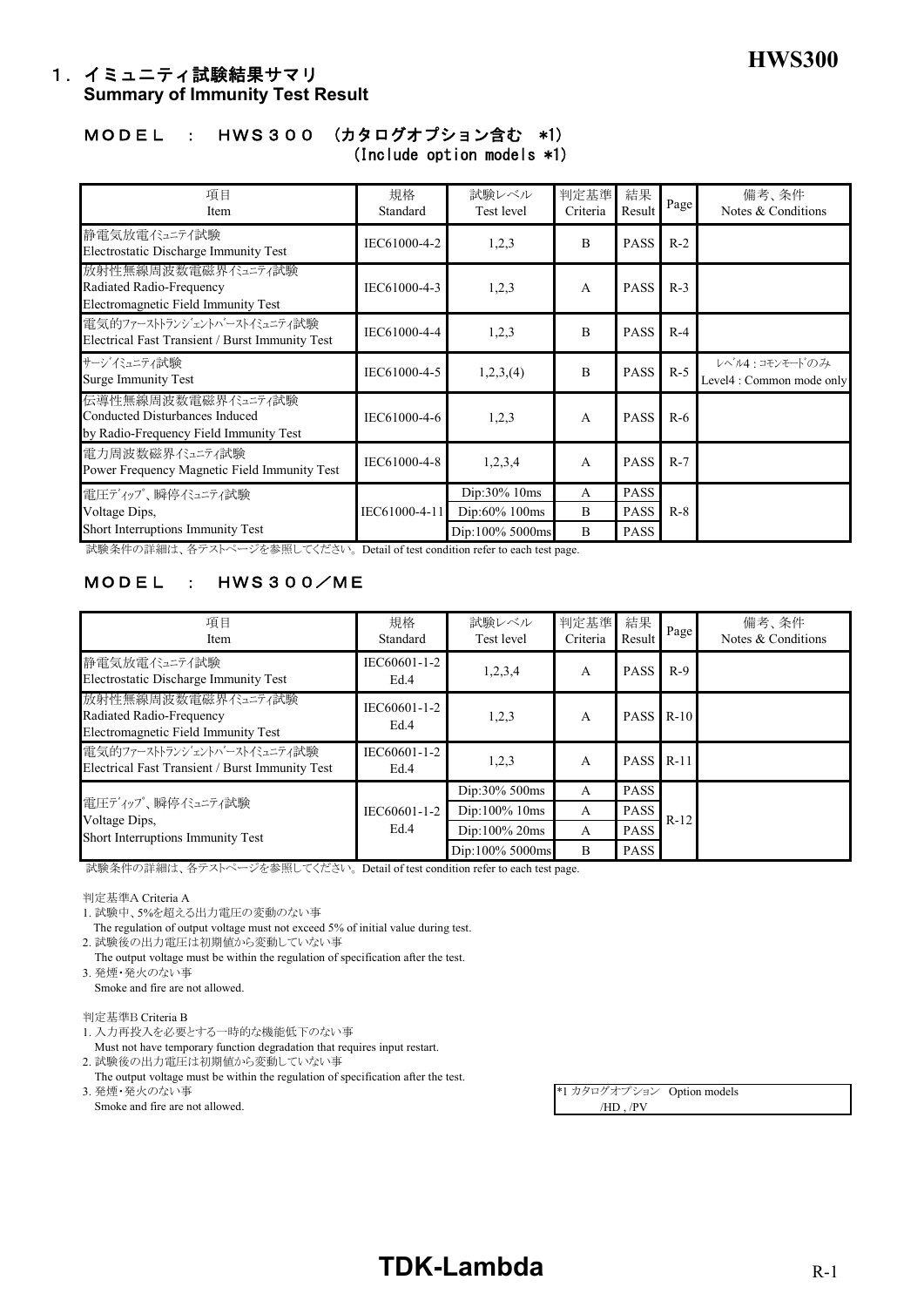## １．イミュニティ試験結果サマリ
## Summary of Immunity Test Result

### ＭＯＤＥＬ　：　ＨＷＳ３００　(カタログオプション含む　*1)
### (Include option models *1)

| 項目<br>Item | 規格<br>Standard | 試験レベル<br>Test level | 判定基準<br>Criteria | 結果<br>Result | Page | 備考、条件<br>Notes & Conditions |
|---|---|---|---|---|---|---|
| 静電気放電ｲﾐｭﾆﾃｨ試験<br>Electrostatic Discharge Immunity Test | IEC61000-4-2 | 1,2,3 | B | PASS | R-2 | |
| 放射性無線周波数電磁界ｲﾐｭﾆﾃｨ試験<br>Radiated Radio-Frequency<br>Electromagnetic Field Immunity Test | IEC61000-4-3 | 1,2,3 | A | PASS | R-3 | |
| 電気的ﾌｧｰｽﾄﾄﾗﾝｼﾞｪﾝﾄﾊﾞｰｽﾄｲﾐｭﾆﾃｨ試験<br>Electrical Fast Transient / Burst Immunity Test | IEC61000-4-4 | 1,2,3 | B | PASS | R-4 | |
| ｻｰｼﾞｲﾐｭﾆﾃｨ試験<br>Surge Immunity Test | IEC61000-4-5 | 1,2,3,(4) | B | PASS | R-5 | ﾚﾍﾞﾙ4：ｺﾓﾝﾓｰﾄﾞのみ<br>Level4 : Common mode only |
| 伝導性無線周波数電磁界ｲﾐｭﾆﾃｨ試験<br>Conducted Disturbances Induced<br>by Radio-Frequency Field Immunity Test | IEC61000-4-6 | 1,2,3 | A | PASS | R-6 | |
| 電力周波数磁界ｲﾐｭﾆﾃｨ試験<br>Power Frequency Magnetic Field Immunity Test | IEC61000-4-8 | 1,2,3,4 | A | PASS | R-7 | |
| 電圧ﾃﾞｨｯﾌﾟ、瞬停ｲﾐｭﾆﾃｨ試験<br>Voltage Dips,<br>Short Interruptions Immunity Test | IEC61000-4-11 | Dip:30% 10ms | A | PASS | R-8 | |
| | | Dip:60% 100ms | B | PASS | | |
| | | Dip:100% 5000ms | B | PASS | | |

試験条件の詳細は、各テストページを参照してください。Detail of test condition refer to each test page.

### ＭＯＤＥＬ　：　ＨＷＳ３００／ＭＥ

| 項目<br>Item | 規格<br>Standard | 試験レベル<br>Test level | 判定基準<br>Criteria | 結果<br>Result | Page | 備考、条件<br>Notes & Conditions |
|---|---|---|---|---|---|---|
| 静電気放電ｲﾐｭﾆﾃｨ試験<br>Electrostatic Discharge Immunity Test | IEC60601-1-2<br>Ed.4 | 1,2,3,4 | A | PASS | R-9 | |
| 放射性無線周波数電磁界ｲﾐｭﾆﾃｨ試験<br>Radiated Radio-Frequency<br>Electromagnetic Field Immunity Test | IEC60601-1-2<br>Ed.4 | 1,2,3 | A | PASS | R-10 | |
| 電気的ﾌｧｰｽﾄﾄﾗﾝｼﾞｪﾝﾄﾊﾞｰｽﾄｲﾐｭﾆﾃｨ試験<br>Electrical Fast Transient / Burst Immunity Test | IEC60601-1-2<br>Ed.4 | 1,2,3 | A | PASS | R-11 | |
| 電圧ﾃﾞｨｯﾌﾟ、瞬停ｲﾐｭﾆﾃｨ試験<br>Voltage Dips,<br>Short Interruptions Immunity Test | IEC60601-1-2<br>Ed.4 | Dip:30% 500ms | A | PASS | R-12 | |
| | | Dip:100% 10ms | A | PASS | | |
| | | Dip:100% 20ms | A | PASS | | |
| | | Dip:100% 5000ms | B | PASS | | |

試験条件の詳細は、各テストページを参照してください。Detail of test condition refer to each test page.

判定基準A Criteria A
1. 試験中、5%を超える出力電圧の変動のない事
   The regulation of output voltage must not exceed 5% of initial value during test.
2. 試験後の出力電圧は初期値から変動していない事
   The output voltage must be within the regulation of specification after the test.
3. 発煙・発火のない事
   Smoke and fire are not allowed.

判定基準B Criteria B
1. 入力再投入を必要とする一時的な機能低下のない事
   Must not have temporary function degradation that requires input restart.
2. 試験後の出力電圧は初期値から変動していない事
   The output voltage must be within the regulation of specification after the test.
3. 発煙・発火のない事
   Smoke and fire are not allowed.

*1 カタログオプション　Option models
/HD , /PV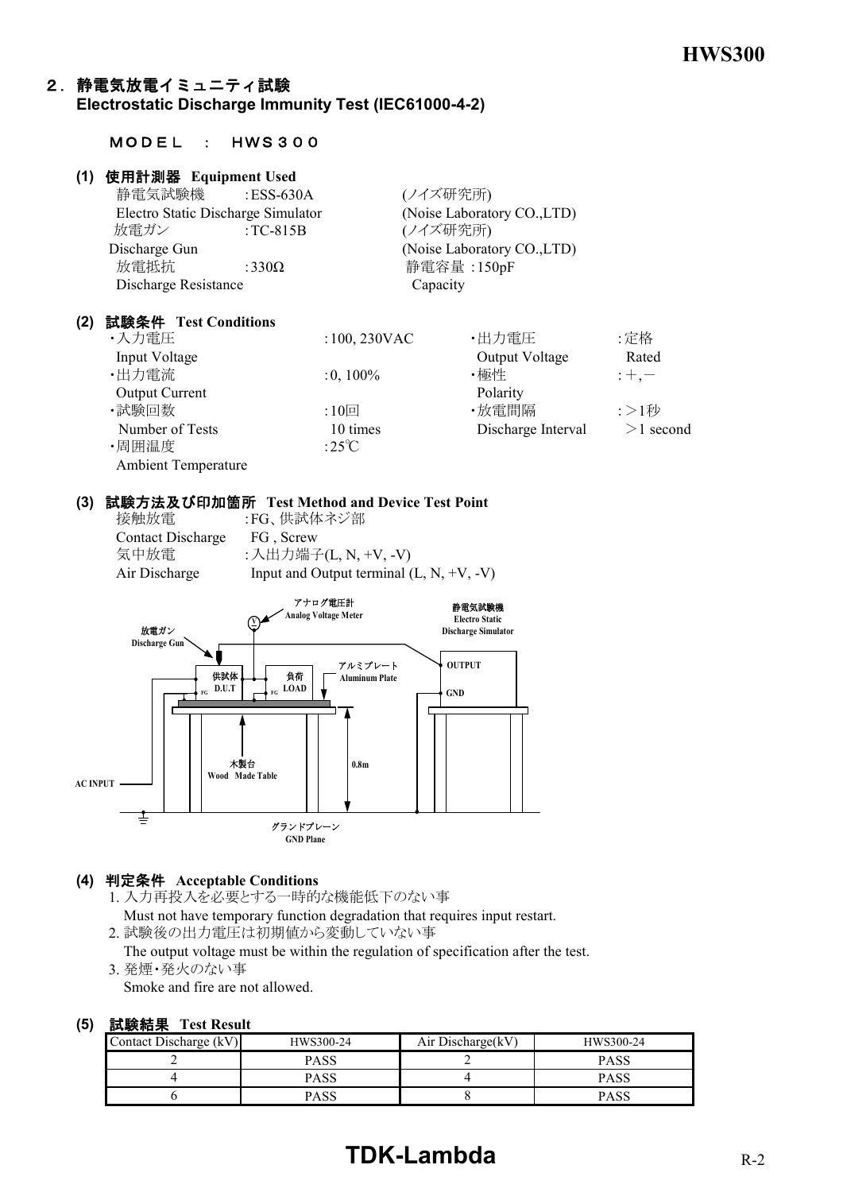## ２．静電気放電イミュニティ試験 Electrostatic Discharge Immunity Test (IEC61000-4-2)

ＭＯＤＥＬ　：　ＨＷＳ３００

### (1) 使用計測器 Equipment Used

静電気試験機　:ESS-630A　(ノイズ研究所)
Electro Static Discharge Simulator　(Noise Laboratory CO.,LTD)
放電ガン　:TC-815B　(ノイズ研究所)
Discharge Gun　(Noise Laboratory CO.,LTD)
放電抵抗　:330Ω　静電容量 :150pF
Discharge Resistance　Capacity

### (2) 試験条件 Test Conditions

・入力電圧 Input Voltage　:100, 230VAC
・出力電圧 Output Voltage　:定格 Rated
・出力電流 Output Current　:0, 100%
・極性 Polarity　:＋,－
・試験回数 Number of Tests　:10回 10 times
・放電間隔 Discharge Interval　:＞1秒 ＞1 second
・周囲温度 Ambient Temperature　:25℃

### (3) 試験方法及び印加箇所 Test Method and Device Test Point

接触放電　:FG、供試体ネジ部
Contact Discharge　FG , Screw
気中放電　:入出力端子(L, N, +V, -V)
Air Discharge　Input and Output terminal (L, N, +V, -V)

アナログ電圧計 Analog Voltage Meter
静電気試験機 Electro Static Discharge Simulator
放電ガン Discharge Gun
OUTPUT
GND
アルミプレート Aluminum Plate
供試体 D.U.T　FG
負荷 LOAD　FG
木製台 Wood Made Table
0.8m
AC INPUT
グランドプレーン GND Plane

### (4) 判定条件 Acceptable Conditions

1. 入力再投入を必要とする一時的な機能低下のない事
   Must not have temporary function degradation that requires input restart.
2. 試験後の出力電圧は初期値から変動していない事
   The output voltage must be within the regulation of specification after the test.
3. 発煙・発火のない事
   Smoke and fire are not allowed.

### (5) 試験結果 Test Result

| Contact Discharge (kV) | HWS300-24 | Air Discharge(kV) | HWS300-24 |
|---|---|---|---|
| 2 | PASS | 2 | PASS |
| 4 | PASS | 4 | PASS |
| 6 | PASS | 8 | PASS |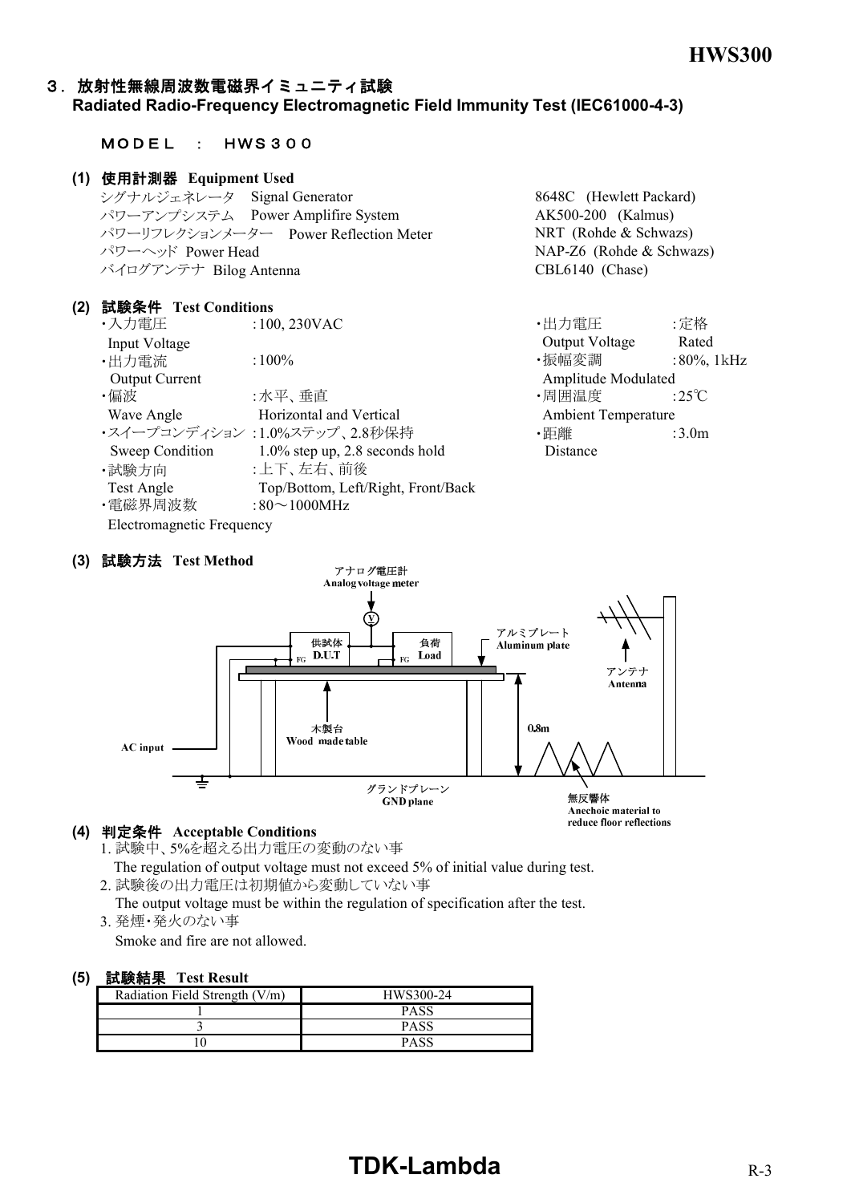## ３．放射性無線周波数電磁界イミュニティ試験
## Radiated Radio-Frequency Electromagnetic Field Immunity Test (IEC61000-4-3)

ＭＯＤＥＬ　：　ＨＷＳ３００

### (1) 使用計測器 Equipment Used

| | |
|---|---|
| シグナルジェネレータ Signal Generator | 8648C (Hewlett Packard) |
| パワーアンプシステム Power Amplifire System | AK500-200 (Kalmus) |
| パワーリフレクションメーター Power Reflection Meter | NRT (Rohde & Schwazs) |
| パワーヘッド Power Head | NAP-Z6 (Rohde & Schwazs) |
| バイログアンテナ Bilog Antenna | CBL6140 (Chase) |

### (2) 試験条件 Test Conditions

- ・入力電圧 Input Voltage　:100, 230VAC
- ・出力電流 Output Current　:100%
- ・偏波 Wave Angle　:水平、垂直 Horizontal and Vertical
- ・スイープコンディション Sweep Condition　:1.0%ステップ、2.8秒保持 1.0% step up, 2.8 seconds hold
- ・試験方向 Test Angle　:上下、左右、前後 Top/Bottom, Left/Right, Front/Back
- ・電磁界周波数 Electromagnetic Frequency　:80～1000MHz
- ・出力電圧 Output Voltage　:定格 Rated
- ・振幅変調 Amplitude Modulated　:80%, 1kHz
- ・周囲温度 Ambient Temperature　:25℃
- ・距離 Distance　:3.0m

### (3) 試験方法 Test Method

アナログ電圧計 Analog voltage meter
供試体 D.U.T　負荷 Load　FG
アルミプレート Aluminum plate
アンテナ Antenna
木製台 Wood made table
0.8m
AC input
グランドプレーン GND plane
無反響体 Anechoic material to reduce floor reflections

### (4) 判定条件 Acceptable Conditions

1. 試験中、5%を超える出力電圧の変動のない事
   The regulation of output voltage must not exceed 5% of initial value during test.
2. 試験後の出力電圧は初期値から変動していない事
   The output voltage must be within the regulation of specification after the test.
3. 発煙・発火のない事
   Smoke and fire are not allowed.

### (5) 試験結果 Test Result

| Radiation Field Strength (V/m) | HWS300-24 |
|---|---|
| 1 | PASS |
| 3 | PASS |
| 10 | PASS |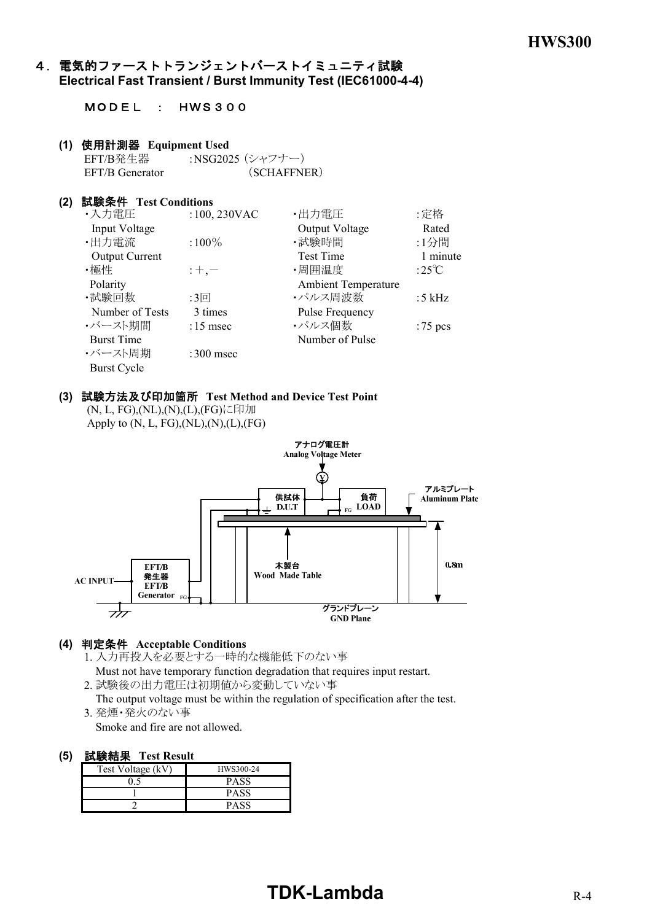## ４. 電気的ファーストトランジェントバーストイミュニティ試験
## Electrical Fast Transient / Burst Immunity Test (IEC61000-4-4)

ＭＯＤＥＬ　：　ＨＷＳ３００

### (1) 使用計測器 Equipment Used

EFT/B発生器　：NSG2025（シャフナー）
EFT/B Generator　（SCHAFFNER）

### (2) 試験条件 Test Conditions

| | | | |
|---|---|---|---|
| ・入力電圧 Input Voltage | :100, 230VAC | ・出力電圧 Output Voltage | :定格 Rated |
| ・出力電流 Output Current | :100% | ・試験時間 Test Time | :1分間 1 minute |
| ・極性 Polarity | :＋,－ | ・周囲温度 Ambient Temperature | :25℃ |
| ・試験回数 Number of Tests | :3回 3 times | ・パルス周波数 Pulse Frequency | :5 kHz |
| ・バースト期間 Burst Time | :15 msec | ・パルス個数 Number of Pulse | :75 pcs |
| ・バースト周期 Burst Cycle | :300 msec | | |

### (3) 試験方法及び印加箇所 Test Method and Device Test Point

(N, L, FG),(NL),(N),(L),(FG)に印加
Apply to (N, L, FG),(NL),(N),(L),(FG)

アナログ電圧計 Analog Voltage Meter
供試体 D.U.T　負荷 LOAD　アルミプレート Aluminum Plate
EFT/B発生器 EFT/B Generator　AC INPUT　木製台 Wood Made Table　0.8m　グランドプレーン GND Plane

### (4) 判定条件 Acceptable Conditions

1. 入力再投入を必要とする一時的な機能低下のない事
   Must not have temporary function degradation that requires input restart.
2. 試験後の出力電圧は初期値から変動していない事
   The output voltage must be within the regulation of specification after the test.
3. 発煙・発火のない事
   Smoke and fire are not allowed.

### (5) 試験結果 Test Result

| Test Voltage (kV) | HWS300-24 |
|---|---|
| 0.5 | PASS |
| 1 | PASS |
| 2 | PASS |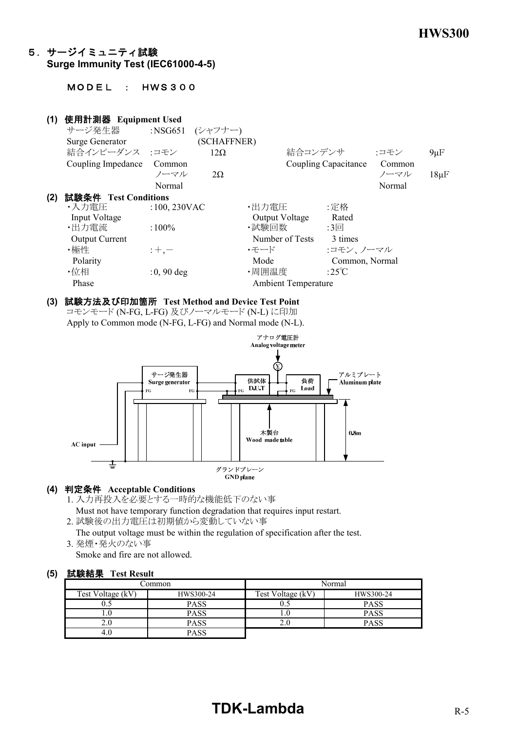## 5．サージイミュニティ試験
**Surge Immunity Test (IEC61000-4-5)**

ＭＯＤＥＬ　：　ＨＷＳ３００

### (1) 使用計測器 Equipment Used

サージ発生器 Surge Generator : NSG651 (シャフナー) (SCHAFFNER)

結合インピーダンス Coupling Impedance : コモン Common 12Ω, ノーマル Normal 2Ω

結合コンデンサ Coupling Capacitance : コモン Common 9μF, ノーマル Normal 18μF

### (2) 試験条件 Test Conditions

- ・入力電圧 Input Voltage : 100, 230VAC
- ・出力電圧 Output Voltage : 定格 Rated
- ・出力電流 Output Current : 100%
- ・試験回数 Number of Tests : 3回 3 times
- ・極性 Polarity : ＋, －
- ・モード Mode : コモン、ノーマル Common, Normal
- ・位相 Phase : 0, 90 deg
- ・周囲温度 Ambient Temperature : 25℃

### (3) 試験方法及び印加箇所 Test Method and Device Test Point

コモンモード (N-FG, L-FG) 及びノーマルモード (N-L) に印加
Apply to Common mode (N-FG, L-FG) and Normal mode (N-L).

アナログ電圧計 Analog voltage meter
サージ発生器 Surge generator
供試体 D.U.T
負荷 Load
アルミプレート Aluminum plate
木製台 Wood made table
0.8m
AC input
グランドプレーン GND plane

### (4) 判定条件 Acceptable Conditions

1. 入力再投入を必要とする一時的な機能低下のない事
   Must not have temporary function degradation that requires input restart.
2. 試験後の出力電圧は初期値から変動していない事
   The output voltage must be within the regulation of specification after the test.
3. 発煙・発火のない事
   Smoke and fire are not allowed.

### (5) 試験結果 Test Result

| Common | | Normal | |
|---|---|---|---|
| Test Voltage (kV) | HWS300-24 | Test Voltage (kV) | HWS300-24 |
| 0.5 | PASS | 0.5 | PASS |
| 1.0 | PASS | 1.0 | PASS |
| 2.0 | PASS | 2.0 | PASS |
| 4.0 | PASS | | |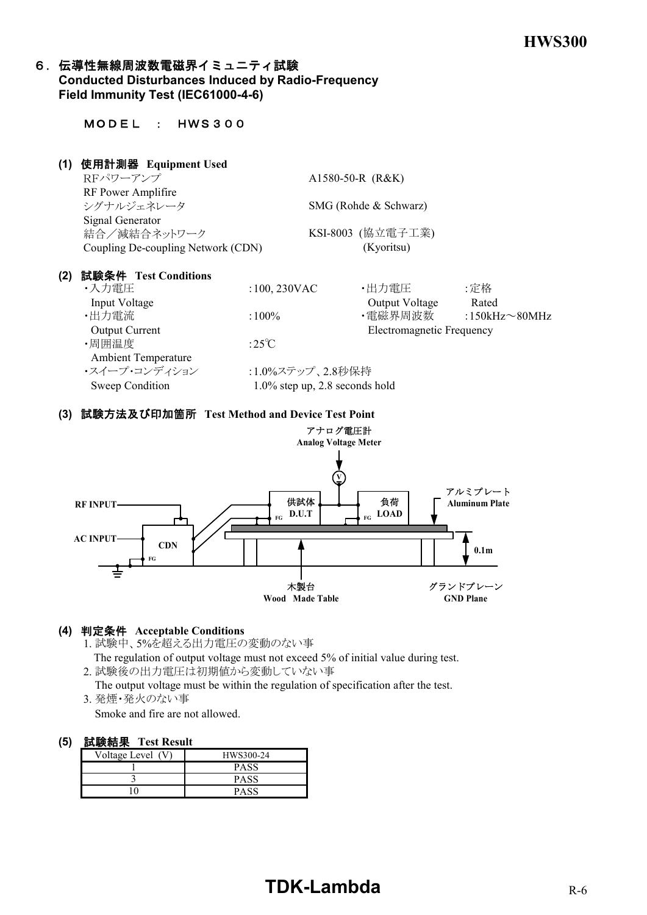## ６．伝導性無線周波数電磁界イミュニティ試験
## Conducted Disturbances Induced by Radio-Frequency Field Immunity Test (IEC61000-4-6)

ＭＯＤＥＬ　：　ＨＷＳ３００

**(1) 使用計測器　Equipment Used**

| | |
|---|---|
| RFパワーアンプ<br>RF Power Amplifire | A1580-50-R (R&K) |
| シグナルジェネレータ<br>Signal Generator | SMG (Rohde & Schwarz) |
| 結合／減結合ネットワーク<br>Coupling De-coupling Network (CDN) | KSI-8003 (協立電子工業)<br>(Kyoritsu) |

**(2) 試験条件　Test Conditions**

| | | | |
|---|---|---|---|
| ・入力電圧<br>Input Voltage | :100, 230VAC | ・出力電圧<br>Output Voltage | :定格<br>Rated |
| ・出力電流<br>Output Current | :100% | ・電磁界周波数<br>Electromagnetic Frequency | :150kHz～80MHz |
| ・周囲温度<br>Ambient Temperature | :25℃ | | |
| ・スイープ･コンディション<br>Sweep Condition | :1.0%ステップ、2.8秒保持<br>1.0% step up, 2.8 seconds hold | | |

**(3) 試験方法及び印加箇所　Test Method and Device Test Point**

アナログ電圧計 Analog Voltage Meter
RF INPUT
AC INPUT
CDN
FG
供試体 D.U.T
負荷 LOAD
アルミプレート Aluminum Plate
0.1m
木製台 Wood Made Table
グランドプレーン GND Plane

**(4) 判定条件　Acceptable Conditions**

1. 試験中、5%を超える出力電圧の変動のない事
   The regulation of output voltage must not exceed 5% of initial value during test.
2. 試験後の出力電圧は初期値から変動していない事
   The output voltage must be within the regulation of specification after the test.
3. 発煙･発火のない事
   Smoke and fire are not allowed.

**(5) 試験結果　Test Result**

| Voltage Level (V) | HWS300-24 |
|---|---|
| 1 | PASS |
| 3 | PASS |
| 10 | PASS |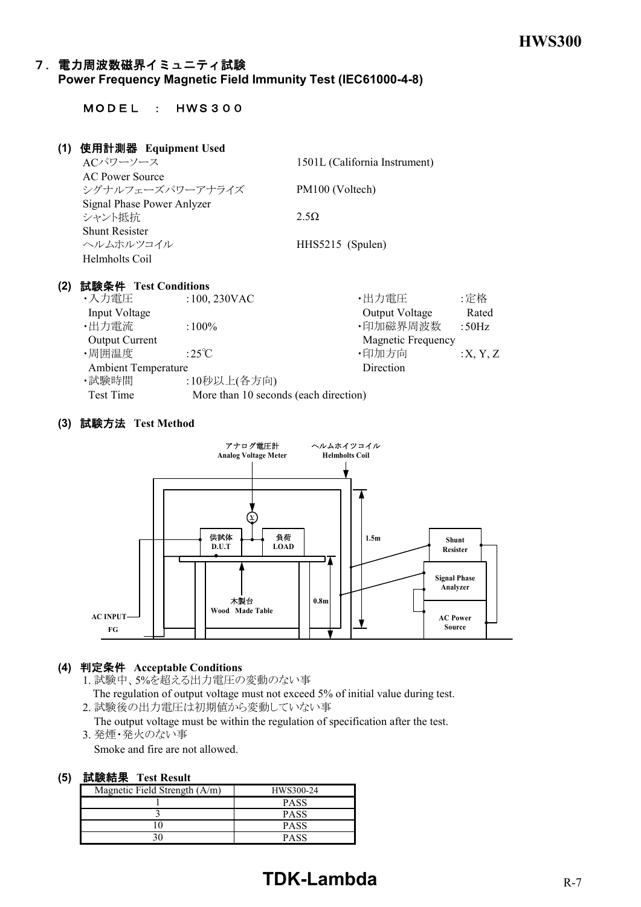## ７．電力周波数磁界イミュニティ試験
**Power Frequency Magnetic Field Immunity Test (IEC61000-4-8)**

ＭＯＤＥＬ　：　ＨＷＳ３００

### (1) 使用計測器 Equipment Used

| | |
|---|---|
| ACパワーソース<br>AC Power Source | 1501L (California Instrument) |
| シグナルフェーズパワーアナライズ<br>Signal Phase Power Anlyzer | PM100 (Voltech) |
| シャント抵抗<br>Shunt Resister | 2.5Ω |
| ヘルムホルツコイル<br>Helmholts Coil | HHS5215 (Spulen) |

### (2) 試験条件 Test Conditions

- ・入力電圧 Input Voltage : 100, 230VAC
- ・出力電流 Output Current : 100%
- ・周囲温度 Ambient Temperature : 25℃
- ・試験時間 Test Time : 10秒以上(各方向) More than 10 seconds (each direction)
- ・出力電圧 Output Voltage : 定格 Rated
- ・印加磁界周波数 Magnetic Frequency : 50Hz
- ・印加方向 Direction : X, Y, Z

### (3) 試験方法 Test Method

アナログ電圧計 Analog Voltage Meter / ヘルムホイツコイル Helmholts Coil / 供試体 D.U.T / 負荷 LOAD / 木製台 Wood Made Table / 1.5m / 0.8m / AC INPUT / FG / Shunt Resister / Signal Phase Analyzer / AC Power Source

### (4) 判定条件 Acceptable Conditions

1. 試験中、5%を超える出力電圧の変動のない事
   The regulation of output voltage must not exceed 5% of initial value during test.
2. 試験後の出力電圧は初期値から変動していない事
   The output voltage must be within the regulation of specification after the test.
3. 発煙・発火のない事
   Smoke and fire are not allowed.

### (5) 試験結果 Test Result

| Magnetic Field Strength (A/m) | HWS300-24 |
|---|---|
| 1 | PASS |
| 3 | PASS |
| 10 | PASS |
| 30 | PASS |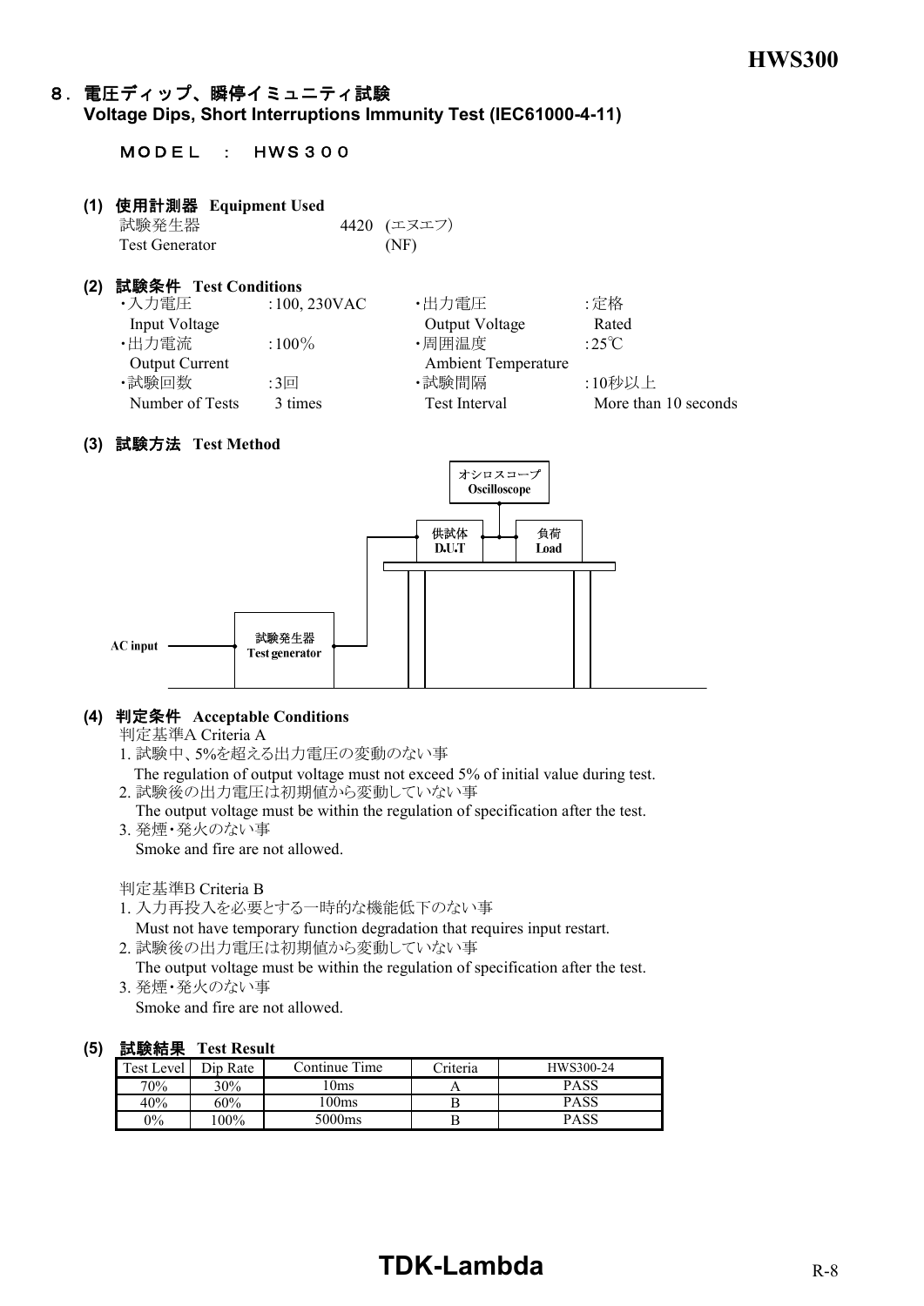## ８. 電圧ディップ、瞬停イミュニティ試験
**Voltage Dips, Short Interruptions Immunity Test (IEC61000-4-11)**

ＭＯＤＥＬ ： ＨＷＳ３００

### (1) 使用計測器 Equipment Used

試験発生器 4420 (エヌエフ)
Test Generator (NF)

### (2) 試験条件 Test Conditions

| | | | |
|---|---|---|---|
| ・入力電圧 Input Voltage | :100, 230VAC | ・出力電圧 Output Voltage | :定格 Rated |
| ・出力電流 Output Current | :100% | ・周囲温度 Ambient Temperature | :25℃ |
| ・試験回数 Number of Tests | :3回 3 times | ・試験間隔 Test Interval | :10秒以上 More than 10 seconds |

### (3) 試験方法 Test Method

オシロスコープ Oscilloscope
供試体 D.U.T
負荷 Load
AC input
試験発生器 Test generator

### (4) 判定条件 Acceptable Conditions

判定基準A Criteria A

1. 試験中、5%を超える出力電圧の変動のない事
   The regulation of output voltage must not exceed 5% of initial value during test.
2. 試験後の出力電圧は初期値から変動していない事
   The output voltage must be within the regulation of specification after the test.
3. 発煙・発火のない事
   Smoke and fire are not allowed.

判定基準B Criteria B

1. 入力再投入を必要とする一時的な機能低下のない事
   Must not have temporary function degradation that requires input restart.
2. 試験後の出力電圧は初期値から変動していない事
   The output voltage must be within the regulation of specification after the test.
3. 発煙・発火のない事
   Smoke and fire are not allowed.

### (5) 試験結果 Test Result

| Test Level | Dip Rate | Continue Time | Criteria | HWS300-24 |
|---|---|---|---|---|
| 70% | 30% | 10ms | A | PASS |
| 40% | 60% | 100ms | B | PASS |
| 0% | 100% | 5000ms | B | PASS |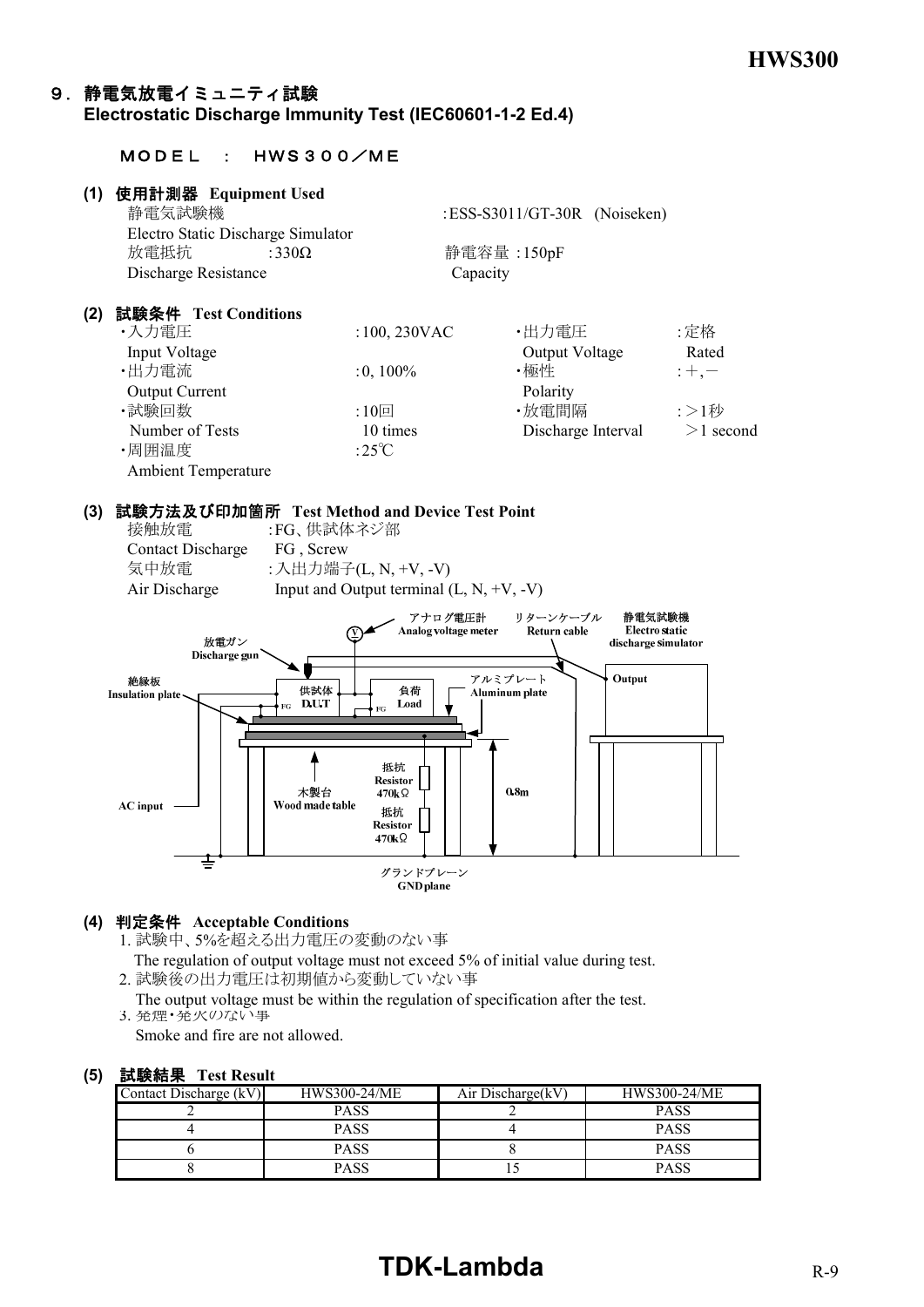## ９．静電気放電イミュニティ試験
## Electrostatic Discharge Immunity Test (IEC60601-1-2 Ed.4)

ＭＯＤＥＬ ： ＨＷＳ３００／ＭＥ

### (1) 使用計測器 Equipment Used

静電気試験機 :ESS-S3011/GT-30R (Noiseken)
Electro Static Discharge Simulator

放電抵抗 :330Ω 静電容量 :150pF
Discharge Resistance Capacity

### (2) 試験条件 Test Conditions

| | | | |
|---|---|---|---|
| ・入力電圧 Input Voltage | :100, 230VAC | ・出力電圧 Output Voltage | :定格 Rated |
| ・出力電流 Output Current | :0, 100% | ・極性 Polarity | :+,− |
| ・試験回数 Number of Tests | :10回 10 times | ・放電間隔 Discharge Interval | :＞1秒 ＞1 second |
| ・周囲温度 Ambient Temperature | :25℃ | | |

### (3) 試験方法及び印加箇所 Test Method and Device Test Point

接触放電 :FG、供試体ネジ部
Contact Discharge FG , Screw

気中放電 :入出力端子(L, N, +V, -V)
Air Discharge Input and Output terminal (L, N, +V, -V)

アナログ電圧計 Analog voltage meter
リターンケーブル Return cable
静電気試験機 Electro static discharge simulator
放電ガン Discharge gun
絶縁板 Insulation plate
供試体 D.U.T
負荷 Load
FG
アルミプレート Aluminum plate
Output
抵抗 Resistor 470kΩ
木製台 Wood made table
抵抗 Resistor 470kΩ
0.8m
AC input
グランドプレーン GND plane

### (4) 判定条件 Acceptable Conditions

1. 試験中、5%を超える出力電圧の変動のない事
   The regulation of output voltage must not exceed 5% of initial value during test.
2. 試験後の出力電圧は初期値から変動していない事
   The output voltage must be within the regulation of specification after the test.
3. 発煙・発火のない事
   Smoke and fire are not allowed.

### (5) 試験結果 Test Result

| Contact Discharge (kV) | HWS300-24/ME | Air Discharge(kV) | HWS300-24/ME |
|---|---|---|---|
| 2 | PASS | 2 | PASS |
| 4 | PASS | 4 | PASS |
| 6 | PASS | 8 | PASS |
| 8 | PASS | 15 | PASS |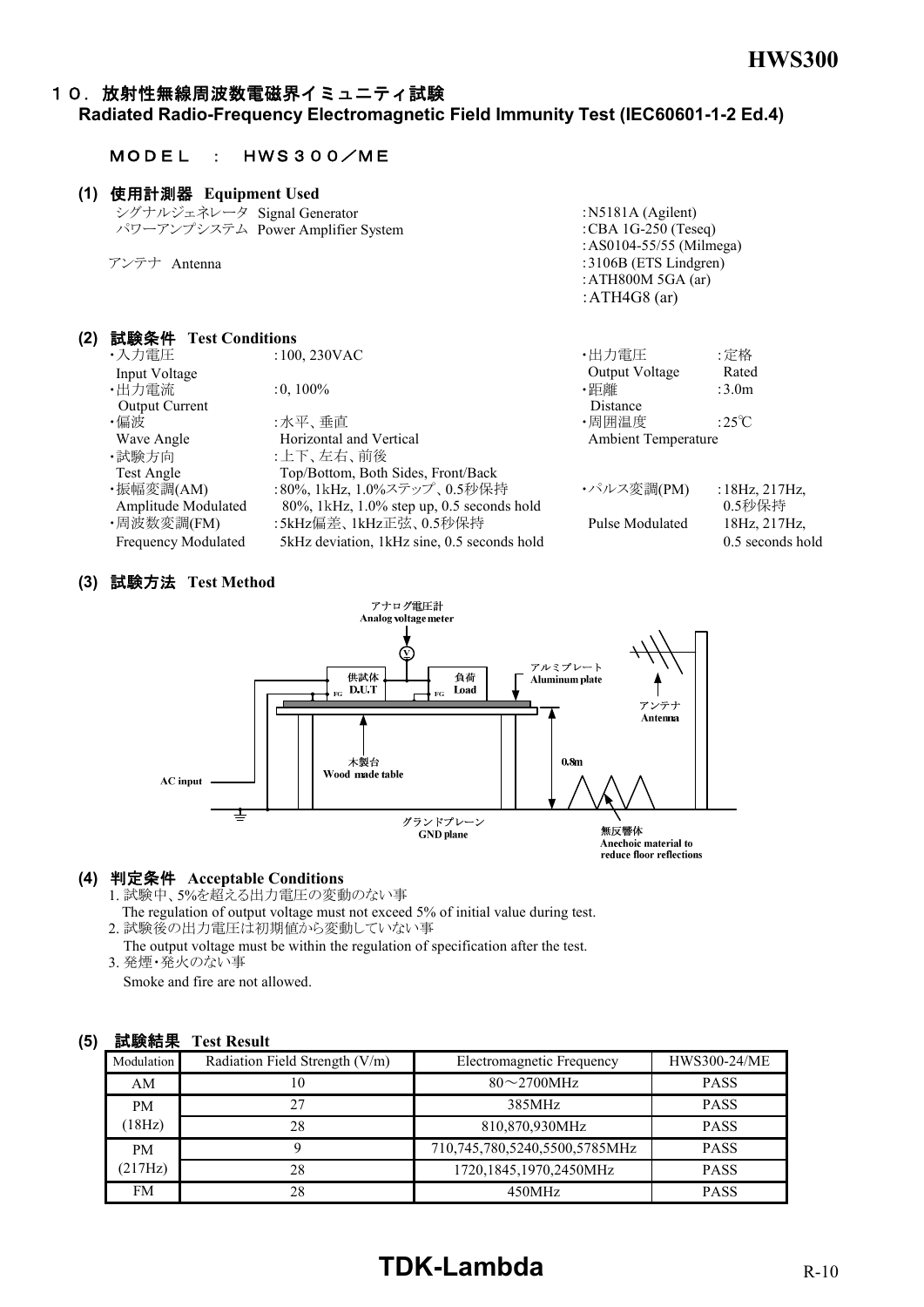## １０．放射性無線周波数電磁界イミュニティ試験
**Radiated Radio-Frequency Electromagnetic Field Immunity Test (IEC60601-1-2 Ed.4)**

ＭＯＤＥＬ ： ＨＷＳ３００／ＭＥ

### (1) 使用計測器 Equipment Used

| | |
|---|---|
| シグナルジェネレータ Signal Generator | :N5181A (Agilent) |
| パワーアンプシステム Power Amplifier System | :CBA 1G-250 (Teseq) |
| | :AS0104-55/55 (Milmega) |
| アンテナ Antenna | :3106B (ETS Lindgren) |
| | :ATH800M 5GA (ar) |
| | :ATH4G8 (ar) |

### (2) 試験条件 Test Conditions

- ・入力電圧 Input Voltage :100, 230VAC
- ・出力電流 Output Current :0, 100%
- ・偏波 Wave Angle :水平、垂直 Horizontal and Vertical
- ・試験方向 Test Angle :上下、左右、前後 Top/Bottom, Both Sides, Front/Back
- ・振幅変調(AM) Amplitude Modulated :80%, 1kHz, 1.0%ステップ、0.5秒保持 80%, 1kHz, 1.0% step up, 0.5 seconds hold
- ・周波数変調(FM) Frequency Modulated :5kHz偏差、1kHz正弦、0.5秒保持 5kHz deviation, 1kHz sine, 0.5 seconds hold
- ・出力電圧 Output Voltage :定格 Rated
- ・距離 Distance :3.0m
- ・周囲温度 Ambient Temperature :25℃
- ・パルス変調(PM) Pulse Modulated :18Hz, 217Hz, 0.5秒保持 18Hz, 217Hz, 0.5 seconds hold

### (3) 試験方法 Test Method

アナログ電圧計 Analog voltage meter
供試体 D.U.T
負荷 Load
アルミプレート Aluminum plate
アンテナ Antenna
木製台 Wood made table
0.8m
AC input
グランドプレーン GND plane
無反響体 Anechoic material to reduce floor reflections

### (4) 判定条件 Acceptable Conditions

1. 試験中、5%を超える出力電圧の変動のない事
   The regulation of output voltage must not exceed 5% of initial value during test.
2. 試験後の出力電圧は初期値から変動していない事
   The output voltage must be within the regulation of specification after the test.
3. 発煙・発火のない事
   Smoke and fire are not allowed.

### (5) 試験結果 Test Result

| Modulation | Radiation Field Strength (V/m) | Electromagnetic Frequency | HWS300-24/ME |
|---|---|---|---|
| AM | 10 | 80～2700MHz | PASS |
| PM (18Hz) | 27 | 385MHz | PASS |
| | 28 | 810,870,930MHz | PASS |
| PM (217Hz) | 9 | 710,745,780,5240,5500,5785MHz | PASS |
| | 28 | 1720,1845,1970,2450MHz | PASS |
| FM | 28 | 450MHz | PASS |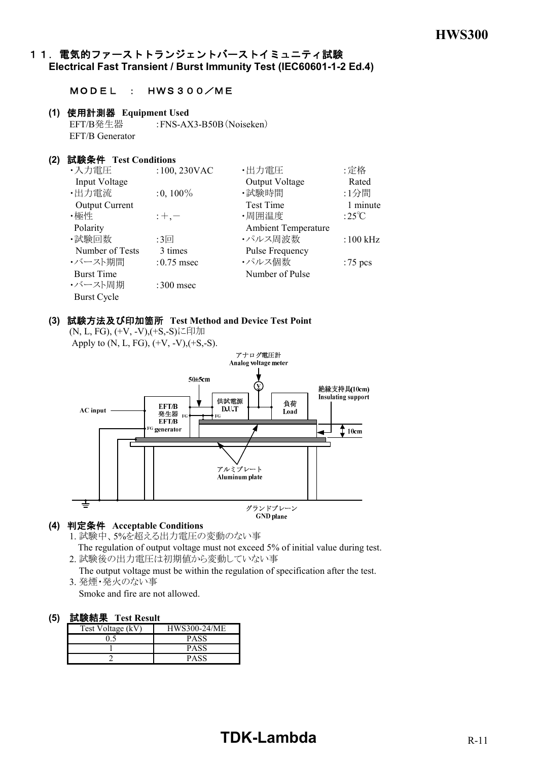## １１．電気的ファーストトランジェントバーストイミュニティ試験
## Electrical Fast Transient / Burst Immunity Test (IEC60601-1-2 Ed.4)

ＭＯＤＥＬ　：　ＨＷＳ３００／ＭＥ

### (1) 使用計測器 Equipment Used

EFT/B発生器 EFT/B Generator　：FNS-AX3-B50B（Noiseken）

### (2) 試験条件 Test Conditions

| | | | |
|---|---|---|---|
| ・入力電圧 Input Voltage | :100, 230VAC | ・出力電圧 Output Voltage | :定格 Rated |
| ・出力電流 Output Current | :0, 100% | ・試験時間 Test Time | :1分間 1 minute |
| ・極性 Polarity | :＋,－ | ・周囲温度 Ambient Temperature | :25℃ |
| ・試験回数 Number of Tests | :3回 3 times | ・パルス周波数 Pulse Frequency | :100 kHz |
| ・バースト期間 Burst Time | :0.75 msec | ・パルス個数 Number of Pulse | :75 pcs |
| ・バースト周期 Burst Cycle | :300 msec | | |

### (3) 試験方法及び印加箇所 Test Method and Device Test Point

(N, L, FG), (+V, -V),(+S,-S)に印加
Apply to (N, L, FG), (+V, -V),(+S,-S).

アナログ電圧計 Analog voltage meter
50±5cm
AC input
EFT/B 発生器 EFT/B generator
供試電源 D.U.T
負荷 Load
絶縁支持具(10cm) Insulating support
10cm
アルミプレート Aluminum plate
グランドプレーン GND plane

### (4) 判定条件 Acceptable Conditions

1. 試験中、5%を超える出力電圧の変動のない事
   The regulation of output voltage must not exceed 5% of initial value during test.
2. 試験後の出力電圧は初期値から変動していない事
   The output voltage must be within the regulation of specification after the test.
3. 発煙・発火のない事
   Smoke and fire are not allowed.

### (5) 試験結果 Test Result

| Test Voltage (kV) | HWS300-24/ME |
|---|---|
| 0.5 | PASS |
| 1 | PASS |
| 2 | PASS |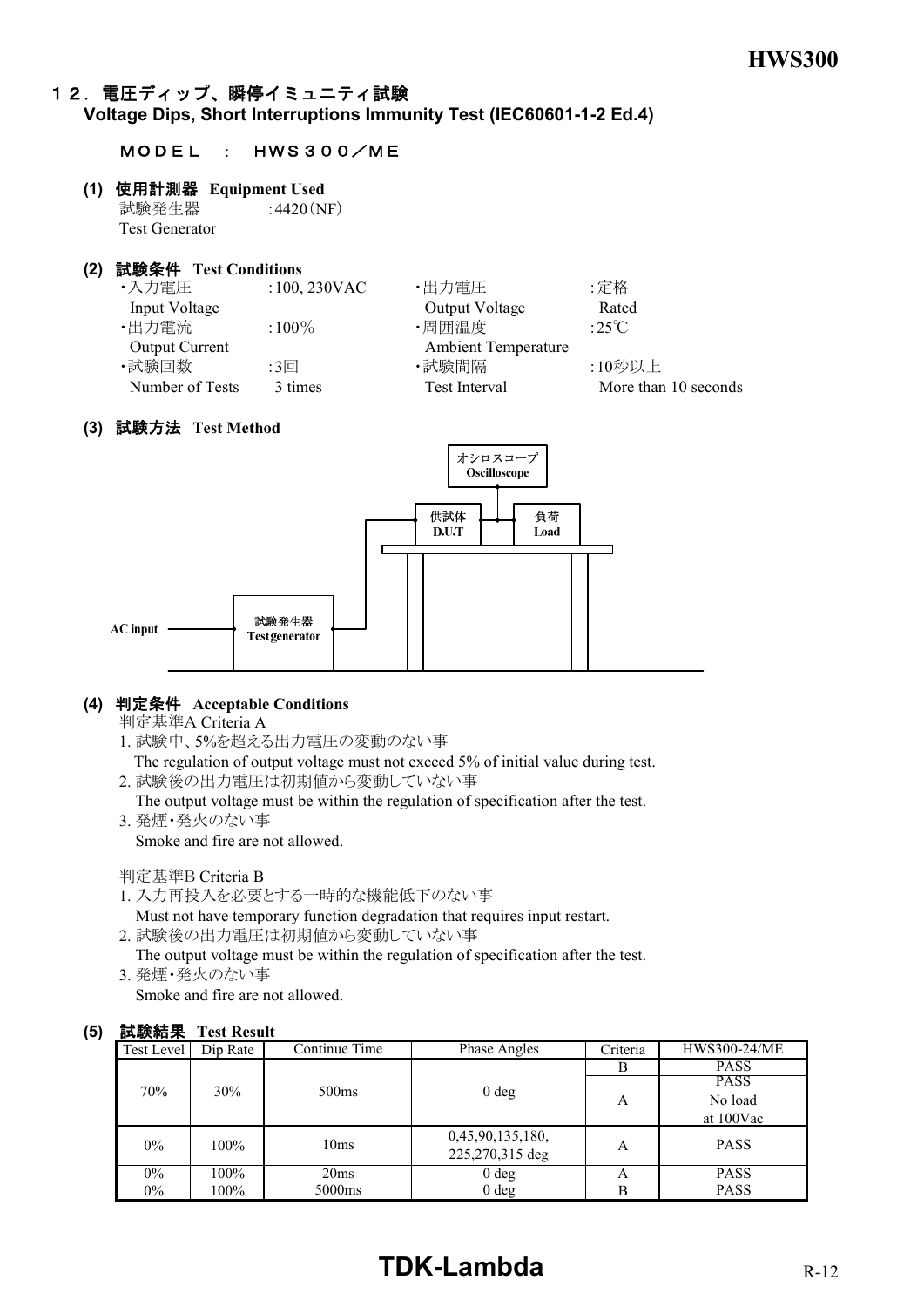## １２．電圧ディップ、瞬停イミュニティ試験
**Voltage Dips, Short Interruptions Immunity Test (IEC60601-1-2 Ed.4)**

ＭＯＤＥＬ　：　ＨＷＳ３００／ＭＥ

**(1) 使用計測器 Equipment Used**

試験発生器　:4420（NF）
Test Generator

**(2) 試験条件 Test Conditions**

| | | | |
|---|---|---|---|
| ・入力電圧 Input Voltage | :100, 230VAC | ・出力電圧 Output Voltage | :定格 Rated |
| ・出力電流 Output Current | :100% | ・周囲温度 Ambient Temperature | :25℃ |
| ・試験回数 Number of Tests | :3回 3 times | ・試験間隔 Test Interval | :10秒以上 More than 10 seconds |

**(3) 試験方法 Test Method**

オシロスコープ Oscilloscope
供試体 D.U.T
負荷 Load
AC input
試験発生器 Test generator

**(4) 判定条件 Acceptable Conditions**

判定基準A Criteria A

1. 試験中、5%を超える出力電圧の変動のない事
   The regulation of output voltage must not exceed 5% of initial value during test.
2. 試験後の出力電圧は初期値から変動していない事
   The output voltage must be within the regulation of specification after the test.
3. 発煙・発火のない事
   Smoke and fire are not allowed.

判定基準B Criteria B

1. 入力再投入を必要とする一時的な機能低下のない事
   Must not have temporary function degradation that requires input restart.
2. 試験後の出力電圧は初期値から変動していない事
   The output voltage must be within the regulation of specification after the test.
3. 発煙・発火のない事
   Smoke and fire are not allowed.

**(5) 試験結果 Test Result**

| Test Level | Dip Rate | Continue Time | Phase Angles | Criteria | HWS300-24/ME |
|---|---|---|---|---|---|
| 70% | 30% | 500ms | 0 deg | B | PASS |
| | | | | A | PASS No load at 100Vac |
| 0% | 100% | 10ms | 0,45,90,135,180, 225,270,315 deg | A | PASS |
| 0% | 100% | 20ms | 0 deg | A | PASS |
| 0% | 100% | 5000ms | 0 deg | B | PASS |